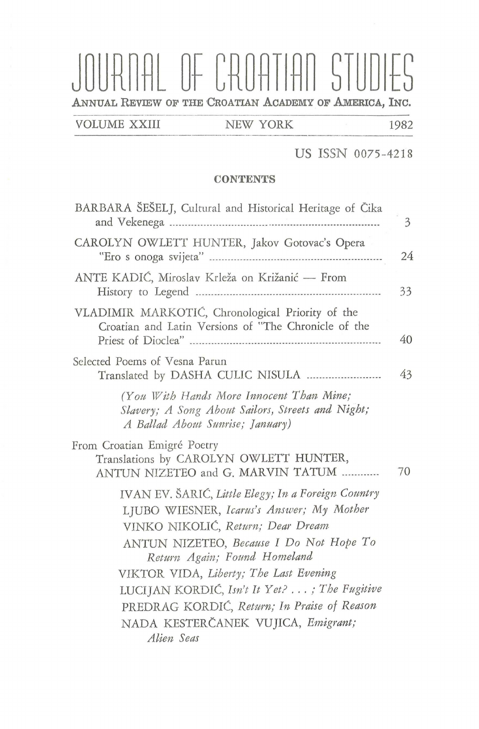# JOURNAL OF CROATIAN STUDIES

ANNUAL REVIEW OF THE CROATIAN ACADEMY OF AMERICA, INC.

VOLUME XXIII NEW YORK 1982

US ISSN 0075-4218

## CONTENTS

| | |
|---|---|
| BARBARA ŠEŠELJ, Cultural and Historical Heritage of Čika and Vekenega | 3 |
| CAROLYN OWLETT HUNTER, Jakov Gotovac's Opera "Ero s onoga svijeta" | 24 |
| ANTE KADIĆ, Miroslav Krleža on Križanić — From History to Legend | 33 |
| VLADIMIR MARKOTIĆ, Chronological Priority of the Croatian and Latin Versions of "The Chronicle of the Priest of Dioclea" | 40 |
| Selected Poems of Vesna Parun Translated by DASHA CULIC NISULA | 43 |

*(You With Hands More Innocent Than Mine; Slavery; A Song About Sailors, Streets and Night; A Ballad About Sunrise; January)*

| | |
|---|---|
| From Croatian Emigré Poetry Translations by CAROLYN OWLETT HUNTER, ANTUN NIZETEO and G. MARVIN TATUM | 70 |

IVAN EV. ŠARIĆ, *Little Elegy; In a Foreign Country*

LJUBO WIESNER, *Icarus's Answer; My Mother*

VINKO NIKOLIĆ, *Return; Dear Dream*

ANTUN NIZETEO, *Because I Do Not Hope To Return Again; Found Homeland*

VIKTOR VIDA, *Liberty; The Last Evening*

LUCIJAN KORDIĆ, *Isn't It Yet? . . . ; The Fugitive*

PREDRAG KORDIĆ, *Return; In Praise of Reason*

NADA KESTERČANEK VUJICA, *Emigrant; Alien Seas*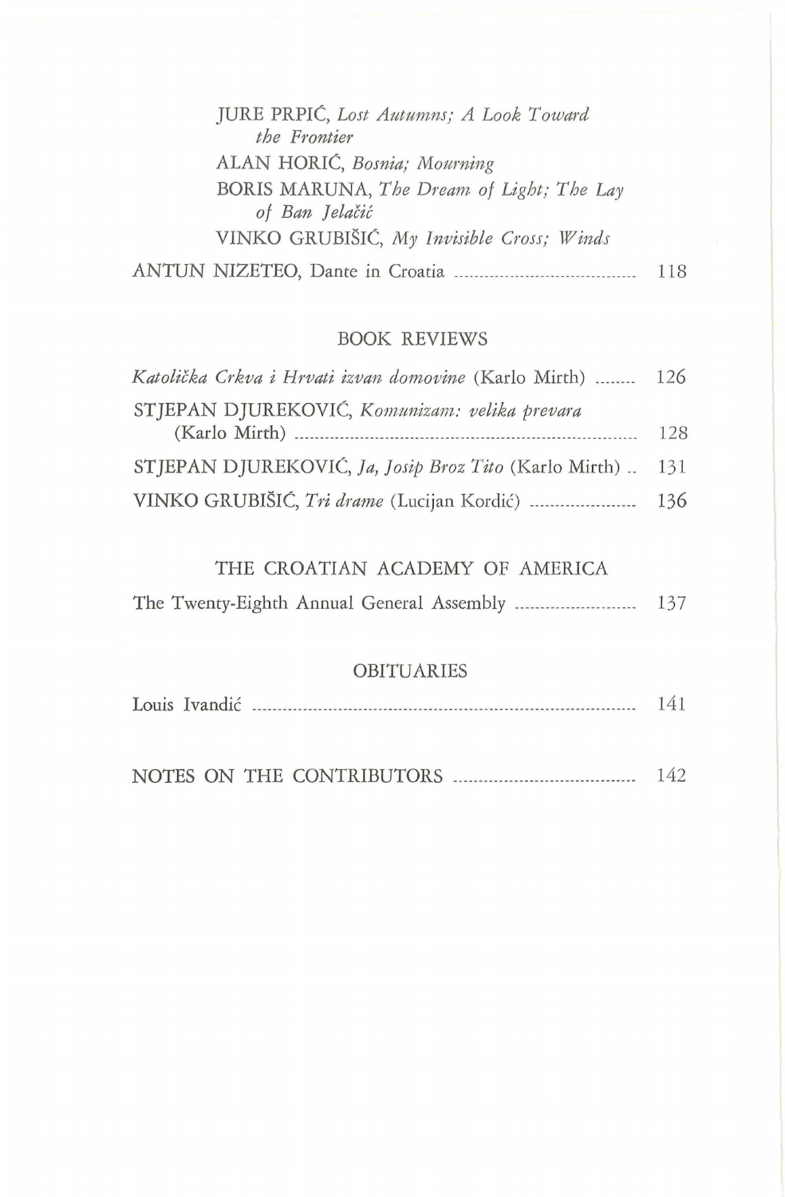JURE PRPIĆ, *Lost Autumns; A Look Toward the Frontier*

ALAN HORIĆ, *Bosnia; Mourning*

BORIS MARUNA, *The Dream of Light; The Lay of Ban Jelačić*

VINKO GRUBIŠIĆ, *My Invisible Cross; Winds*

ANTUN NIZETEO, Dante in Croatia ........................................ 118

## BOOK REVIEWS

*Katolička Crkva i Hrvati izvan domovine* (Karlo Mirth) ........ 126

STJEPAN DJUREKOVIĆ, *Komunizam: velika prevara* (Karlo Mirth) ........................................ 128

STJEPAN DJUREKOVIĆ, *Ja, Josip Broz Tito* (Karlo Mirth) .. 131

VINKO GRUBIŠIĆ, *Tri drame* (Lucijan Kordić) ........................ 136

## THE CROATIAN ACADEMY OF AMERICA

The Twenty-Eighth Annual General Assembly ........................ 137

## OBITUARIES

Louis Ivandić ........................................ 141

NOTES ON THE CONTRIBUTORS ........................................ 142